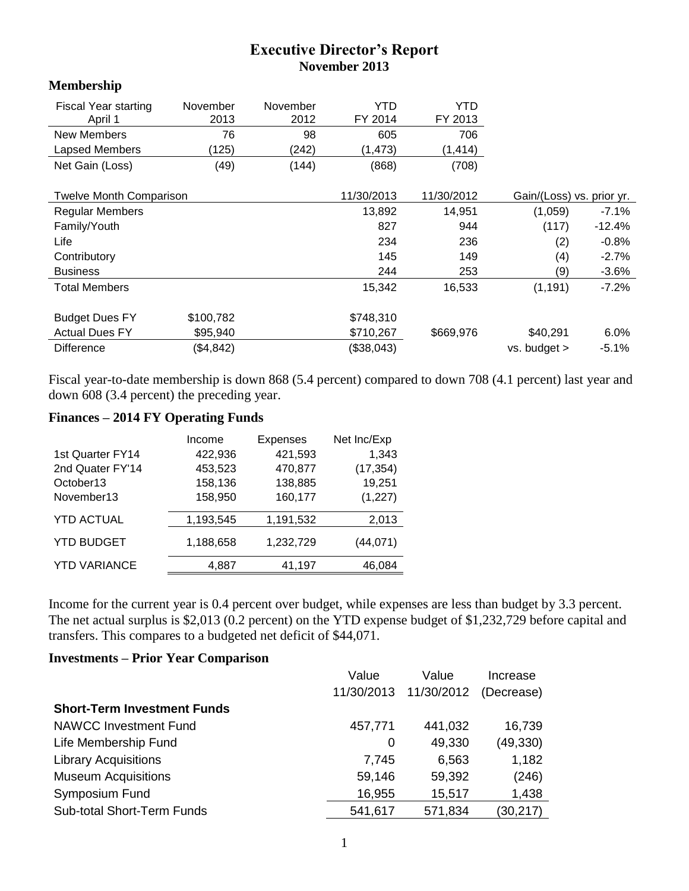# Executive Director's Report

## November 2013

### Membership

| Fiscal Year starting April 1 | November 2013 | November 2012 | YTD FY 2014 | YTD FY 2013 |
|---|---|---|---|---|
| New Members | 76 | 98 | 605 | 706 |
| Lapsed Members | (125) | (242) | (1,473) | (1,414) |
| Net Gain (Loss) | (49) | (144) | (868) | (708) |

| Twelve Month Comparison | | | 11/30/2013 | 11/30/2012 | Gain/(Loss) vs. prior yr. | |
|---|---|---|---|---|---|---|
| Regular Members | | | 13,892 | 14,951 | (1,059) | -7.1% |
| Family/Youth | | | 827 | 944 | (117) | -12.4% |
| Life | | | 234 | 236 | (2) | -0.8% |
| Contributory | | | 145 | 149 | (4) | -2.7% |
| Business | | | 244 | 253 | (9) | -3.6% |
| Total Members | | | 15,342 | 16,533 | (1,191) | -7.2% |
| | | | | | | |
| Budget Dues FY | $100,782 | | $748,310 | | | |
| Actual Dues FY | $95,940 | | $710,267 | $669,976 | $40,291 | 6.0% |
| Difference | ($4,842) | | ($38,043) | | vs. budget > | -5.1% |

Fiscal year-to-date membership is down 868 (5.4 percent) compared to down 708 (4.1 percent) last year and down 608 (3.4 percent) the preceding year.

### Finances – 2014 FY Operating Funds

| | Income | Expenses | Net Inc/Exp |
|---|---|---|---|
| 1st Quarter FY14 | 422,936 | 421,593 | 1,343 |
| 2nd Quater FY'14 | 453,523 | 470,877 | (17,354) |
| October13 | 158,136 | 138,885 | 19,251 |
| November13 | 158,950 | 160,177 | (1,227) |
| YTD ACTUAL | 1,193,545 | 1,191,532 | 2,013 |
| YTD BUDGET | 1,188,658 | 1,232,729 | (44,071) |
| YTD VARIANCE | 4,887 | 41,197 | 46,084 |

Income for the current year is 0.4 percent over budget, while expenses are less than budget by 3.3 percent. The net actual surplus is $2,013 (0.2 percent) on the YTD expense budget of $1,232,729 before capital and transfers. This compares to a budgeted net deficit of $44,071.

### Investments – Prior Year Comparison

| | Value 11/30/2013 | Value 11/30/2012 | Increase (Decrease) |
|---|---|---|---|
| **Short-Term Investment Funds** | | | |
| NAWCC Investment Fund | 457,771 | 441,032 | 16,739 |
| Life Membership Fund | 0 | 49,330 | (49,330) |
| Library Acquisitions | 7,745 | 6,563 | 1,182 |
| Museum Acquisitions | 59,146 | 59,392 | (246) |
| Symposium Fund | 16,955 | 15,517 | 1,438 |
| Sub-total Short-Term Funds | 541,617 | 571,834 | (30,217) |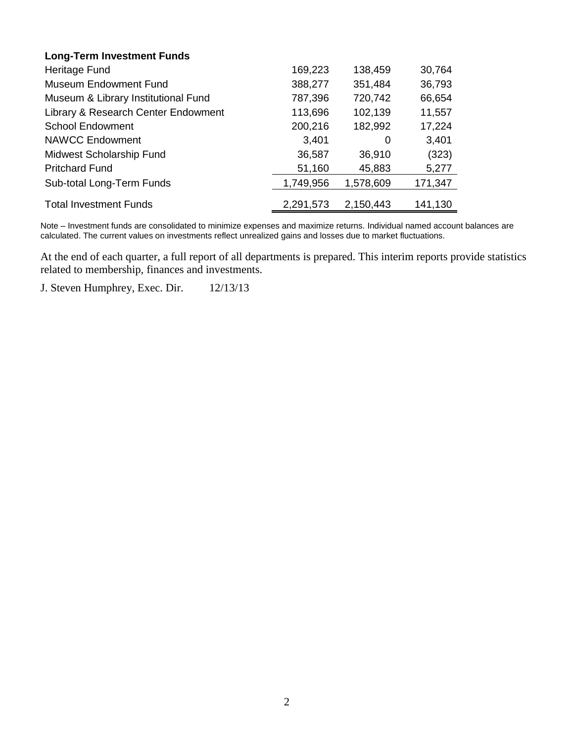| Long-Term Investment Funds | | | |
|---|---|---|---|
| Heritage Fund | 169,223 | 138,459 | 30,764 |
| Museum Endowment Fund | 388,277 | 351,484 | 36,793 |
| Museum & Library Institutional Fund | 787,396 | 720,742 | 66,654 |
| Library & Research Center Endowment | 113,696 | 102,139 | 11,557 |
| School Endowment | 200,216 | 182,992 | 17,224 |
| NAWCC Endowment | 3,401 | 0 | 3,401 |
| Midwest Scholarship Fund | 36,587 | 36,910 | (323) |
| Pritchard Fund | 51,160 | 45,883 | 5,277 |
| Sub-total Long-Term Funds | 1,749,956 | 1,578,609 | 171,347 |
| Total Investment Funds | 2,291,573 | 2,150,443 | 141,130 |

Note – Investment funds are consolidated to minimize expenses and maximize returns. Individual named account balances are calculated. The current values on investments reflect unrealized gains and losses due to market fluctuations.

At the end of each quarter, a full report of all departments is prepared. This interim reports provide statistics related to membership, finances and investments.

J. Steven Humphrey, Exec. Dir.   12/13/13